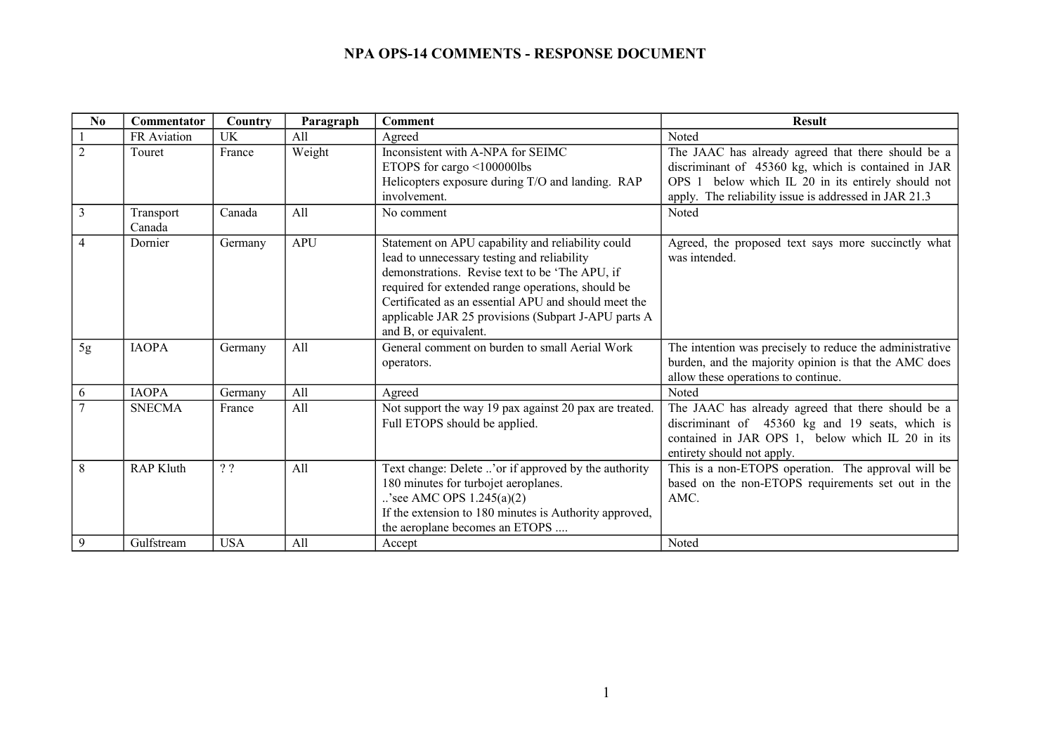# NPA OPS-14 COMMENTS - RESPONSE DOCUMENT

| No | Commentator | Country | Paragraph | Comment | Result |
|---|---|---|---|---|---|
| 1 | FR Aviation | UK | All | Agreed | Noted |
| 2 | Touret | France | Weight | Inconsistent with A-NPA for SEIMC ETOPS for cargo <100000lbs Helicopters exposure during T/O and landing. RAP involvement. | The JAAC has already agreed that there should be a discriminant of 45360 kg, which is contained in JAR OPS 1 below which IL 20 in its entirely should not apply. The reliability issue is addressed in JAR 21.3 |
| 3 | Transport Canada | Canada | All | No comment | Noted |
| 4 | Dornier | Germany | APU | Statement on APU capability and reliability could lead to unnecessary testing and reliability demonstrations. Revise text to be 'The APU, if required for extended range operations, should be Certificated as an essential APU and should meet the applicable JAR 25 provisions (Subpart J-APU parts A and B, or equivalent. | Agreed, the proposed text says more succinctly what was intended. |
| 5g | IAOPA | Germany | All | General comment on burden to small Aerial Work operators. | The intention was precisely to reduce the administrative burden, and the majority opinion is that the AMC does allow these operations to continue. |
| 6 | IAOPA | Germany | All | Agreed | Noted |
| 7 | SNECMA | France | All | Not support the way 19 pax against 20 pax are treated. Full ETOPS should be applied. | The JAAC has already agreed that there should be a discriminant of 45360 kg and 19 seats, which is contained in JAR OPS 1, below which IL 20 in its entirety should not apply. |
| 8 | RAP Kluth | ? ? | All | Text change: Delete ..'or if approved by the authority 180 minutes for turbojet aeroplanes. ..'see AMC OPS 1.245(a)(2) If the extension to 180 minutes is Authority approved, the aeroplane becomes an ETOPS .... | This is a non-ETOPS operation. The approval will be based on the non-ETOPS requirements set out in the AMC. |
| 9 | Gulfstream | USA | All | Accept | Noted |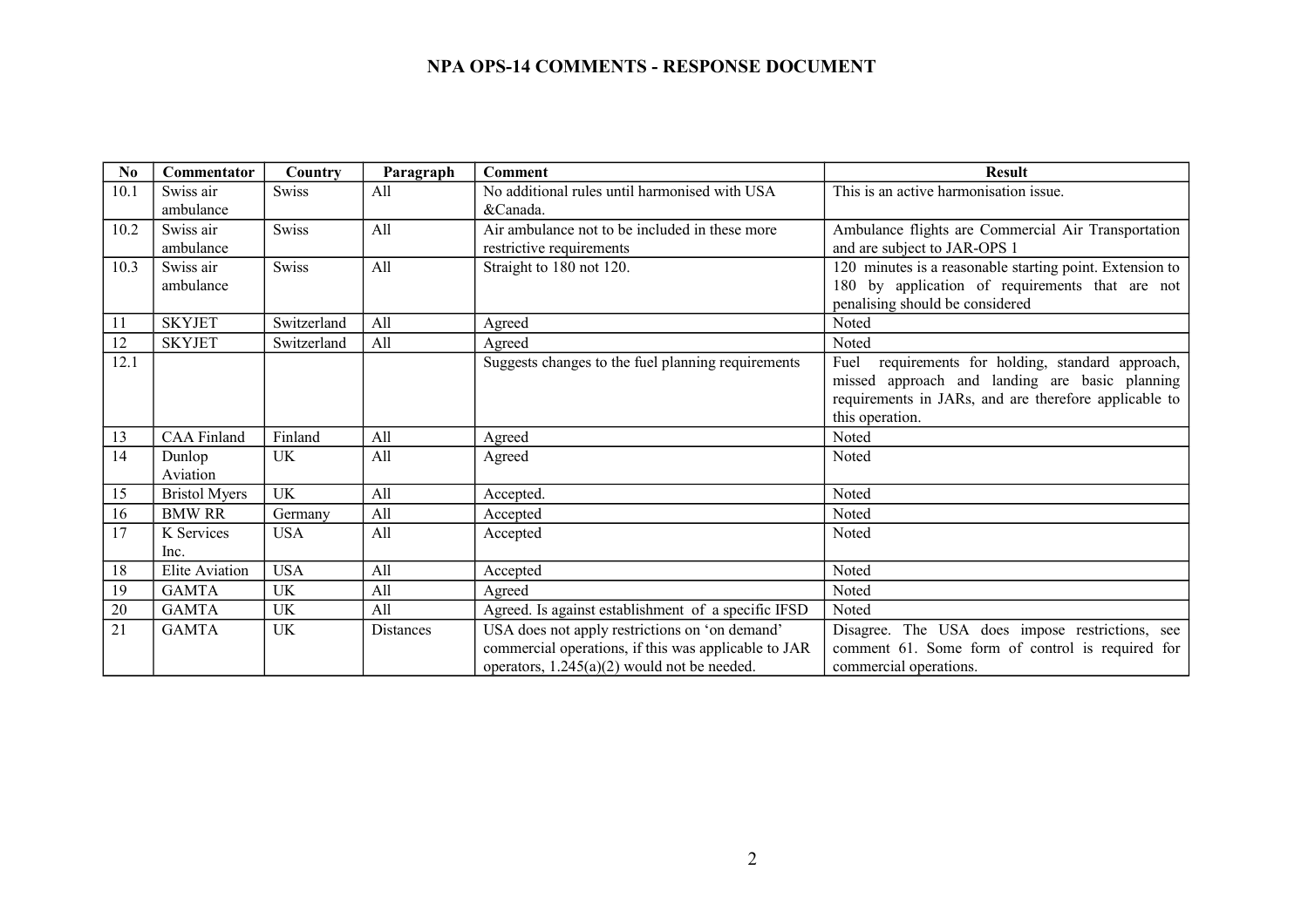# NPA OPS-14 COMMENTS - RESPONSE DOCUMENT

| No | Commentator | Country | Paragraph | Comment | Result |
|---|---|---|---|---|---|
| 10.1 | Swiss air ambulance | Swiss | All | No additional rules until harmonised with USA &Canada. | This is an active harmonisation issue. |
| 10.2 | Swiss air ambulance | Swiss | All | Air ambulance not to be included in these more restrictive requirements | Ambulance flights are Commercial Air Transportation and are subject to JAR-OPS 1 |
| 10.3 | Swiss air ambulance | Swiss | All | Straight to 180 not 120. | 120 minutes is a reasonable starting point. Extension to 180 by application of requirements that are not penalising should be considered |
| 11 | SKYJET | Switzerland | All | Agreed | Noted |
| 12 | SKYJET | Switzerland | All | Agreed | Noted |
| 12.1 | | | | Suggests changes to the fuel planning requirements | Fuel requirements for holding, standard approach, missed approach and landing are basic planning requirements in JARs, and are therefore applicable to this operation. |
| 13 | CAA Finland | Finland | All | Agreed | Noted |
| 14 | Dunlop Aviation | UK | All | Agreed | Noted |
| 15 | Bristol Myers | UK | All | Accepted. | Noted |
| 16 | BMW RR | Germany | All | Accepted | Noted |
| 17 | K Services Inc. | USA | All | Accepted | Noted |
| 18 | Elite Aviation | USA | All | Accepted | Noted |
| 19 | GAMTA | UK | All | Agreed | Noted |
| 20 | GAMTA | UK | All | Agreed. Is against establishment of a specific IFSD | Noted |
| 21 | GAMTA | UK | Distances | USA does not apply restrictions on 'on demand' commercial operations, if this was applicable to JAR operators, 1.245(a)(2) would not be needed. | Disagree. The USA does impose restrictions, see comment 61. Some form of control is required for commercial operations. |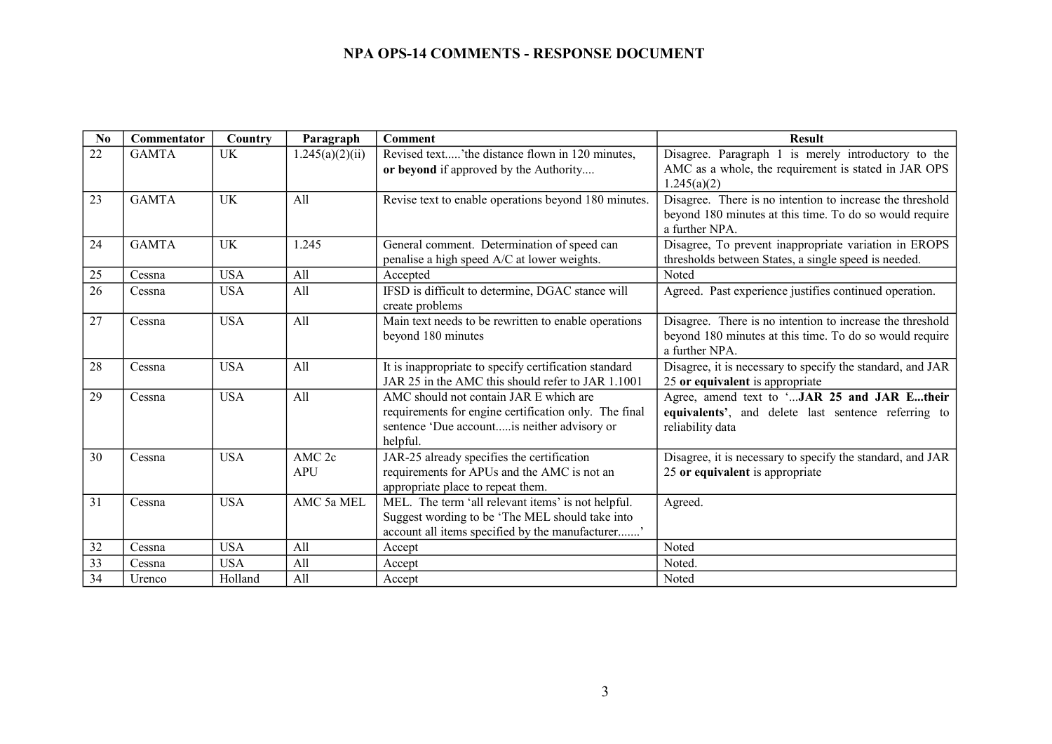# NPA OPS-14 COMMENTS - RESPONSE DOCUMENT

| No | Commentator | Country | Paragraph | Comment | Result |
|---|---|---|---|---|---|
| 22 | GAMTA | UK | 1.245(a)(2)(ii) | Revised text.....'the distance flown in 120 minutes, **or beyond** if approved by the Authority.... | Disagree. Paragraph 1 is merely introductory to the AMC as a whole, the requirement is stated in JAR OPS 1.245(a)(2) |
| 23 | GAMTA | UK | All | Revise text to enable operations beyond 180 minutes. | Disagree. There is no intention to increase the threshold beyond 180 minutes at this time. To do so would require a further NPA. |
| 24 | GAMTA | UK | 1.245 | General comment. Determination of speed can penalise a high speed A/C at lower weights. | Disagree, To prevent inappropriate variation in EROPS thresholds between States, a single speed is needed. |
| 25 | Cessna | USA | All | Accepted | Noted |
| 26 | Cessna | USA | All | IFSD is difficult to determine, DGAC stance will create problems | Agreed. Past experience justifies continued operation. |
| 27 | Cessna | USA | All | Main text needs to be rewritten to enable operations beyond 180 minutes | Disagree. There is no intention to increase the threshold beyond 180 minutes at this time. To do so would require a further NPA. |
| 28 | Cessna | USA | All | It is inappropriate to specify certification standard JAR 25 in the AMC this should refer to JAR 1.1001 | Disagree, it is necessary to specify the standard, and JAR 25 **or equivalent** is appropriate |
| 29 | Cessna | USA | All | AMC should not contain JAR E which are requirements for engine certification only. The final sentence 'Due account.....is neither advisory or helpful. | Agree, amend text to '...**JAR 25 and JAR E...their equivalents'**, and delete last sentence referring to reliability data |
| 30 | Cessna | USA | AMC 2c APU | JAR-25 already specifies the certification requirements for APUs and the AMC is not an appropriate place to repeat them. | Disagree, it is necessary to specify the standard, and JAR 25 **or equivalent** is appropriate |
| 31 | Cessna | USA | AMC 5a MEL | MEL. The term 'all relevant items' is not helpful. Suggest wording to be 'The MEL should take into account all items specified by the manufacturer.......' | Agreed. |
| 32 | Cessna | USA | All | Accept | Noted |
| 33 | Cessna | USA | All | Accept | Noted. |
| 34 | Urenco | Holland | All | Accept | Noted |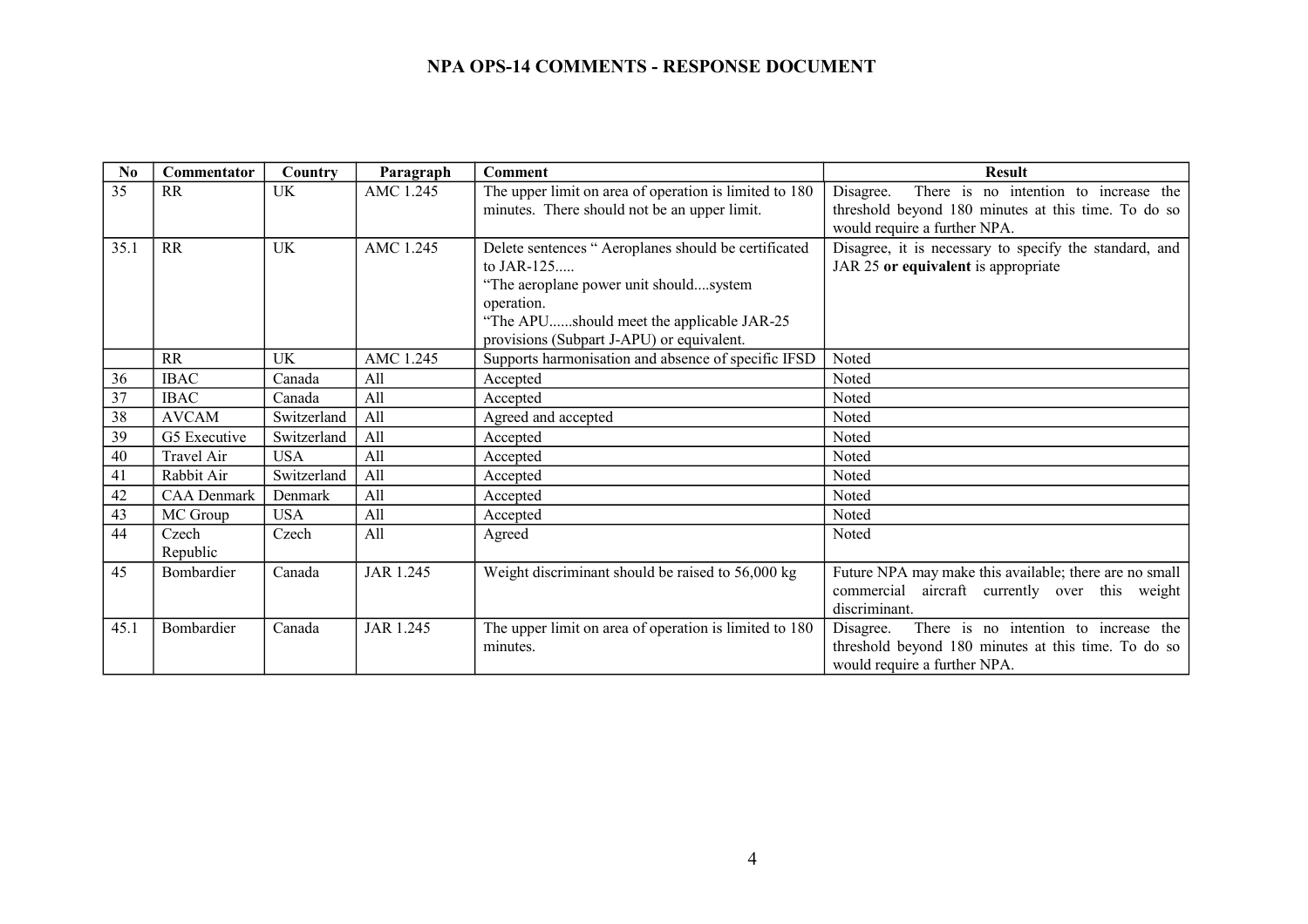| No | Commentator | Country | Paragraph | Comment | Result |
|---|---|---|---|---|---|
| 35 | RR | UK | AMC 1.245 | The upper limit on area of operation is limited to 180 minutes. There should not be an upper limit. | Disagree. There is no intention to increase the threshold beyond 180 minutes at this time. To do so would require a further NPA. |
| 35.1 | RR | UK | AMC 1.245 | Delete sentences " Aeroplanes should be certificated to JAR-125..... "The aeroplane power unit should....system operation. "The APU......should meet the applicable JAR-25 provisions (Subpart J-APU) or equivalent. | Disagree, it is necessary to specify the standard, and JAR 25 **or equivalent** is appropriate |
| | RR | UK | AMC 1.245 | Supports harmonisation and absence of specific IFSD | Noted |
| 36 | IBAC | Canada | All | Accepted | Noted |
| 37 | IBAC | Canada | All | Accepted | Noted |
| 38 | AVCAM | Switzerland | All | Agreed and accepted | Noted |
| 39 | G5 Executive | Switzerland | All | Accepted | Noted |
| 40 | Travel Air | USA | All | Accepted | Noted |
| 41 | Rabbit Air | Switzerland | All | Accepted | Noted |
| 42 | CAA Denmark | Denmark | All | Accepted | Noted |
| 43 | MC Group | USA | All | Accepted | Noted |
| 44 | Czech Republic | Czech | All | Agreed | Noted |
| 45 | Bombardier | Canada | JAR 1.245 | Weight discriminant should be raised to 56,000 kg | Future NPA may make this available; there are no small commercial aircraft currently over this weight discriminant. |
| 45.1 | Bombardier | Canada | JAR 1.245 | The upper limit on area of operation is limited to 180 minutes. | Disagree. There is no intention to increase the threshold beyond 180 minutes at this time. To do so would require a further NPA. |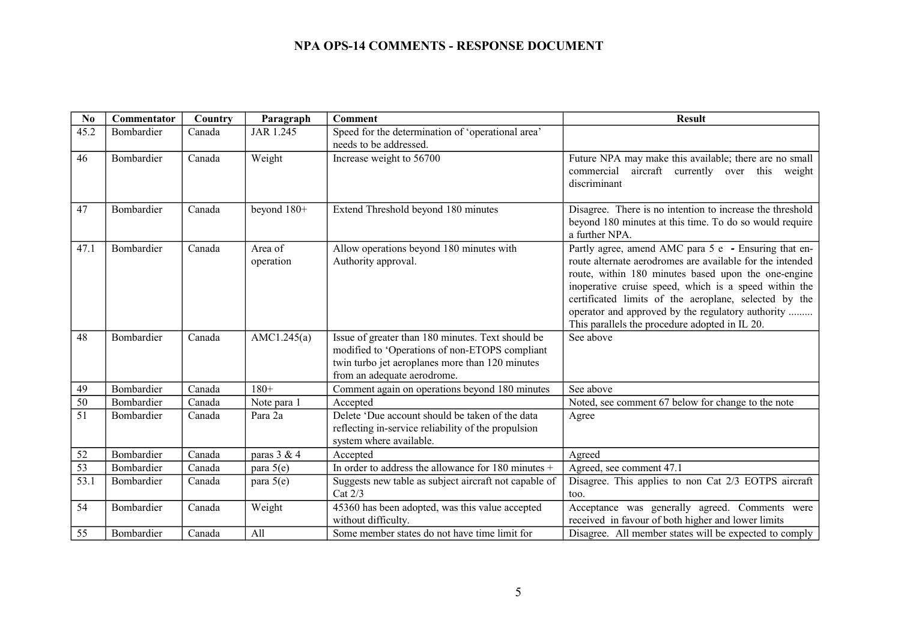# NPA OPS-14 COMMENTS - RESPONSE DOCUMENT

| No | Commentator | Country | Paragraph | Comment | Result |
|---|---|---|---|---|---|
| 45.2 | Bombardier | Canada | JAR 1.245 | Speed for the determination of 'operational area' needs to be addressed. | |
| 46 | Bombardier | Canada | Weight | Increase weight to 56700 | Future NPA may make this available; there are no small commercial aircraft currently over this weight discriminant |
| 47 | Bombardier | Canada | beyond 180+ | Extend Threshold beyond 180 minutes | Disagree. There is no intention to increase the threshold beyond 180 minutes at this time. To do so would require a further NPA. |
| 47.1 | Bombardier | Canada | Area of operation | Allow operations beyond 180 minutes with Authority approval. | Partly agree, amend AMC para 5 e - Ensuring that en-route alternate aerodromes are available for the intended route, within 180 minutes based upon the one-engine inoperative cruise speed, which is a speed within the certificated limits of the aeroplane, selected by the operator and approved by the regulatory authority ......... This parallels the procedure adopted in IL 20. |
| 48 | Bombardier | Canada | AMC1.245(a) | Issue of greater than 180 minutes. Text should be modified to 'Operations of non-ETOPS compliant twin turbo jet aeroplanes more than 120 minutes from an adequate aerodrome. | See above |
| 49 | Bombardier | Canada | 180+ | Comment again on operations beyond 180 minutes | See above |
| 50 | Bombardier | Canada | Note para 1 | Accepted | Noted, see comment 67 below for change to the note |
| 51 | Bombardier | Canada | Para 2a | Delete 'Due account should be taken of the data reflecting in-service reliability of the propulsion system where available. | Agree |
| 52 | Bombardier | Canada | paras 3 & 4 | Accepted | Agreed |
| 53 | Bombardier | Canada | para 5(e) | In order to address the allowance for 180 minutes + | Agreed, see comment 47.1 |
| 53.1 | Bombardier | Canada | para 5(e) | Suggests new table as subject aircraft not capable of Cat 2/3 | Disagree. This applies to non Cat 2/3 EOTPS aircraft too. |
| 54 | Bombardier | Canada | Weight | 45360 has been adopted, was this value accepted without difficulty. | Acceptance was generally agreed. Comments were received in favour of both higher and lower limits |
| 55 | Bombardier | Canada | All | Some member states do not have time limit for | Disagree. All member states will be expected to comply |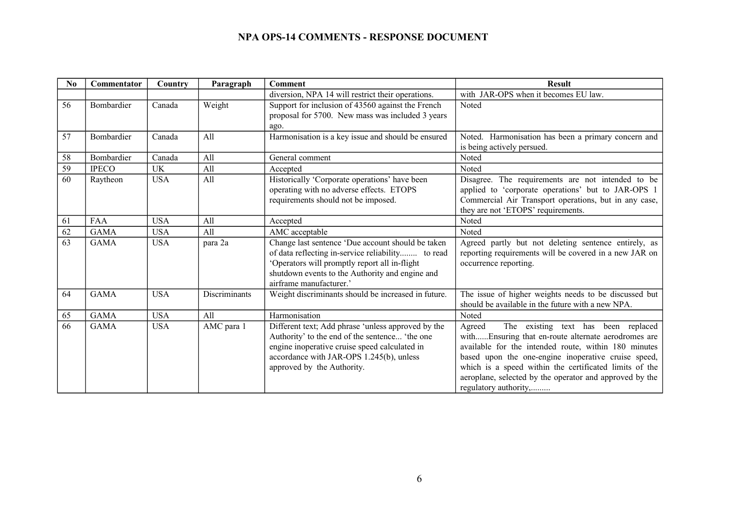## NPA OPS-14 COMMENTS - RESPONSE DOCUMENT

| No | Commentator | Country | Paragraph | Comment | Result |
|---|---|---|---|---|---|
| | | | | diversion, NPA 14 will restrict their operations. | with JAR-OPS when it becomes EU law. |
| 56 | Bombardier | Canada | Weight | Support for inclusion of 43560 against the French proposal for 5700. New mass was included 3 years ago. | Noted |
| 57 | Bombardier | Canada | All | Harmonisation is a key issue and should be ensured | Noted. Harmonisation has been a primary concern and is being actively persued. |
| 58 | Bombardier | Canada | All | General comment | Noted |
| 59 | IPECO | UK | All | Accepted | Noted |
| 60 | Raytheon | USA | All | Historically 'Corporate operations' have been operating with no adverse effects. ETOPS requirements should not be imposed. | Disagree. The requirements are not intended to be applied to 'corporate operations' but to JAR-OPS 1 Commercial Air Transport operations, but in any case, they are not 'ETOPS' requirements. |
| 61 | FAA | USA | All | Accepted | Noted |
| 62 | GAMA | USA | All | AMC acceptable | Noted |
| 63 | GAMA | USA | para 2a | Change last sentence 'Due account should be taken of data reflecting in-service reliability........ to read 'Operators will promptly report all in-flight shutdown events to the Authority and engine and airframe manufacturer.' | Agreed partly but not deleting sentence entirely, as reporting requirements will be covered in a new JAR on occurrence reporting. |
| 64 | GAMA | USA | Discriminants | Weight discriminants should be increased in future. | The issue of higher weights needs to be discussed but should be available in the future with a new NPA. |
| 65 | GAMA | USA | All | Harmonisation | Noted |
| 66 | GAMA | USA | AMC para 1 | Different text; Add phrase 'unless approved by the Authority' to the end of the sentence... 'the one engine inoperative cruise speed calculated in accordance with JAR-OPS 1.245(b), unless approved by the Authority. | Agreed The existing text has been replaced with......Ensuring that en-route alternate aerodromes are available for the intended route, within 180 minutes based upon the one-engine inoperative cruise speed, which is a speed within the certificated limits of the aeroplane, selected by the operator and approved by the regulatory authority,......... |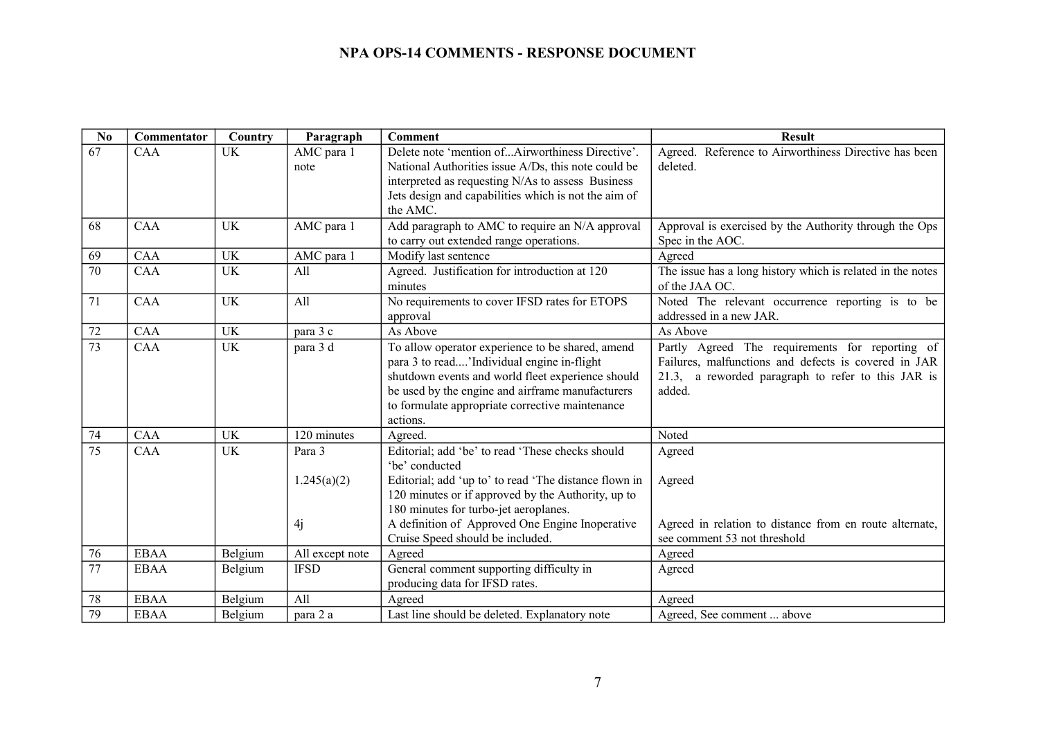# NPA OPS-14 COMMENTS - RESPONSE DOCUMENT

| No | Commentator | Country | Paragraph | Comment | Result |
|---|---|---|---|---|---|
| 67 | CAA | UK | AMC para 1 note | Delete note 'mention of...Airworthiness Directive'. National Authorities issue A/Ds, this note could be interpreted as requesting N/As to assess Business Jets design and capabilities which is not the aim of the AMC. | Agreed. Reference to Airworthiness Directive has been deleted. |
| 68 | CAA | UK | AMC para 1 | Add paragraph to AMC to require an N/A approval to carry out extended range operations. | Approval is exercised by the Authority through the Ops Spec in the AOC. |
| 69 | CAA | UK | AMC para 1 | Modify last sentence | Agreed |
| 70 | CAA | UK | All | Agreed. Justification for introduction at 120 minutes | The issue has a long history which is related in the notes of the JAA OC. |
| 71 | CAA | UK | All | No requirements to cover IFSD rates for ETOPS approval | Noted The relevant occurrence reporting is to be addressed in a new JAR. |
| 72 | CAA | UK | para 3 c | As Above | As Above |
| 73 | CAA | UK | para 3 d | To allow operator experience to be shared, amend para 3 to read....'Individual engine in-flight shutdown events and world fleet experience should be used by the engine and airframe manufacturers to formulate appropriate corrective maintenance actions. | Partly Agreed The requirements for reporting of Failures, malfunctions and defects is covered in JAR 21.3, a reworded paragraph to refer to this JAR is added. |
| 74 | CAA | UK | 120 minutes | Agreed. | Noted |
| 75 | CAA | UK | Para 3<br><br>1.245(a)(2)<br><br>4j | Editorial; add 'be' to read 'These checks should 'be' conducted<br>Editorial; add 'up to' to read 'The distance flown in 120 minutes or if approved by the Authority, up to 180 minutes for turbo-jet aeroplanes.<br>A definition of Approved One Engine Inoperative Cruise Speed should be included. | Agreed<br><br>Agreed<br><br>Agreed in relation to distance from en route alternate, see comment 53 not threshold |
| 76 | EBAA | Belgium | All except note | Agreed | Agreed |
| 77 | EBAA | Belgium | IFSD | General comment supporting difficulty in producing data for IFSD rates. | Agreed |
| 78 | EBAA | Belgium | All | Agreed | Agreed |
| 79 | EBAA | Belgium | para 2 a | Last line should be deleted. Explanatory note | Agreed, See comment ... above |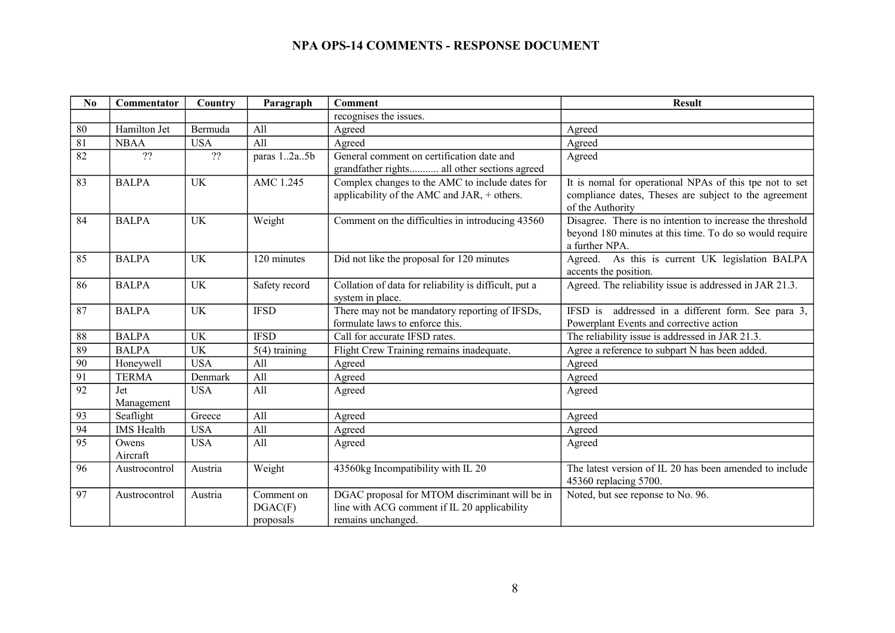# NPA OPS-14 COMMENTS - RESPONSE DOCUMENT

| No | Commentator | Country | Paragraph | Comment | Result |
|---|---|---|---|---|---|
| | | | | recognises the issues. | |
| 80 | Hamilton Jet | Bermuda | All | Agreed | Agreed |
| 81 | NBAA | USA | All | Agreed | Agreed |
| 82 | ?? | ?? | paras 1..2a..5b | General comment on certification date and grandfather rights........... all other sections agreed | Agreed |
| 83 | BALPA | UK | AMC 1.245 | Complex changes to the AMC to include dates for applicability of the AMC and JAR, + others. | It is nomal for operational NPAs of this tpe not to set compliance dates, Theses are subject to the agreement of the Authority |
| 84 | BALPA | UK | Weight | Comment on the difficulties in introducing 43560 | Disagree. There is no intention to increase the threshold beyond 180 minutes at this time. To do so would require a further NPA. |
| 85 | BALPA | UK | 120 minutes | Did not like the proposal for 120 minutes | Agreed. As this is current UK legislation BALPA accents the position. |
| 86 | BALPA | UK | Safety record | Collation of data for reliability is difficult, put a system in place. | Agreed. The reliability issue is addressed in JAR 21.3. |
| 87 | BALPA | UK | IFSD | There may not be mandatory reporting of IFSDs, formulate laws to enforce this. | IFSD is addressed in a different form. See para 3, Powerplant Events and corrective action |
| 88 | BALPA | UK | IFSD | Call for accurate IFSD rates. | The reliability issue is addressed in JAR 21.3. |
| 89 | BALPA | UK | 5(4) training | Flight Crew Training remains inadequate. | Agree a reference to subpart N has been added. |
| 90 | Honeywell | USA | All | Agreed | Agreed |
| 91 | TERMA | Denmark | All | Agreed | Agreed |
| 92 | Jet Management | USA | All | Agreed | Agreed |
| 93 | Seaflight | Greece | All | Agreed | Agreed |
| 94 | IMS Health | USA | All | Agreed | Agreed |
| 95 | Owens Aircraft | USA | All | Agreed | Agreed |
| 96 | Austrocontrol | Austria | Weight | 43560kg Incompatibility with IL 20 | The latest version of IL 20 has been amended to include 45360 replacing 5700. |
| 97 | Austrocontrol | Austria | Comment on DGAC(F) proposals | DGAC proposal for MTOM discriminant will be in line with ACG comment if IL 20 applicability remains unchanged. | Noted, but see reponse to No. 96. |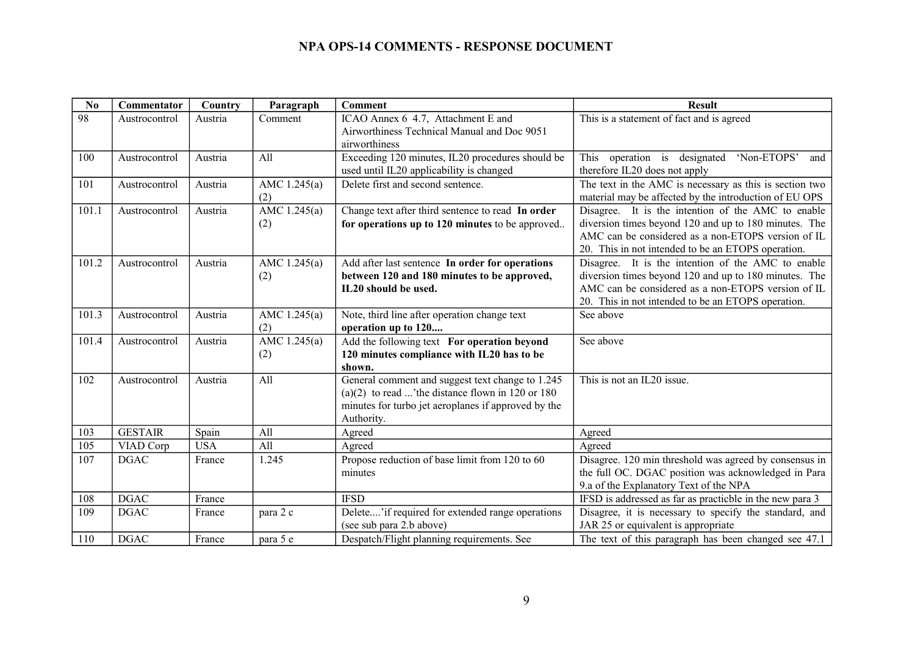# NPA OPS-14 COMMENTS - RESPONSE DOCUMENT

| No | Commentator | Country | Paragraph | Comment | Result |
|---|---|---|---|---|---|
| 98 | Austrocontrol | Austria | Comment | ICAO Annex 6 4.7, Attachment E and Airworthiness Technical Manual and Doc 9051 airworthiness | This is a statement of fact and is agreed |
| 100 | Austrocontrol | Austria | All | Exceeding 120 minutes, IL20 procedures should be used until IL20 applicability is changed | This operation is designated 'Non-ETOPS' and therefore IL20 does not apply |
| 101 | Austrocontrol | Austria | AMC 1.245(a)(2) | Delete first and second sentence. | The text in the AMC is necessary as this is section two material may be affected by the introduction of EU OPS |
| 101.1 | Austrocontrol | Austria | AMC 1.245(a)(2) | Change text after third sentence to read **In order for operations up to 120 minutes** to be approved.. | Disagree. It is the intention of the AMC to enable diversion times beyond 120 and up to 180 minutes. The AMC can be considered as a non-ETOPS version of IL 20. This in not intended to be an ETOPS operation. |
| 101.2 | Austrocontrol | Austria | AMC 1.245(a)(2) | Add after last sentence **In order for operations between 120 and 180 minutes to be approved, IL20 should be used.** | Disagree. It is the intention of the AMC to enable diversion times beyond 120 and up to 180 minutes. The AMC can be considered as a non-ETOPS version of IL 20. This in not intended to be an ETOPS operation. |
| 101.3 | Austrocontrol | Austria | AMC 1.245(a)(2) | Note, third line after operation change text **operation up to 120....** | See above |
| 101.4 | Austrocontrol | Austria | AMC 1.245(a)(2) | Add the following text **For operation beyond 120 minutes compliance with IL20 has to be shown.** | See above |
| 102 | Austrocontrol | Austria | All | General comment and suggest text change to 1.245 (a)(2) to read ...'the distance flown in 120 or 180 minutes for turbo jet aeroplanes if approved by the Authority. | This is not an IL20 issue. |
| 103 | GESTAIR | Spain | All | Agreed | Agreed |
| 105 | VIAD Corp | USA | All | Agreed | Agreed |
| 107 | DGAC | France | 1.245 | Propose reduction of base limit from 120 to 60 minutes | Disagree. 120 min threshold was agreed by consensus in the full OC. DGAC position was acknowledged in Para 9.a of the Explanatory Text of the NPA |
| 108 | DGAC | France | | IFSD | IFSD is addressed as far as practicble in the new para 3 |
| 109 | DGAC | France | para 2 c | Delete....'if required for extended range operations (see sub para 2.b above) | Disagree, it is necessary to specify the standard, and JAR 25 or equivalent is appropriate |
| 110 | DGAC | France | para 5 e | Despatch/Flight planning requirements. See | The text of this paragraph has been changed see 47.1 |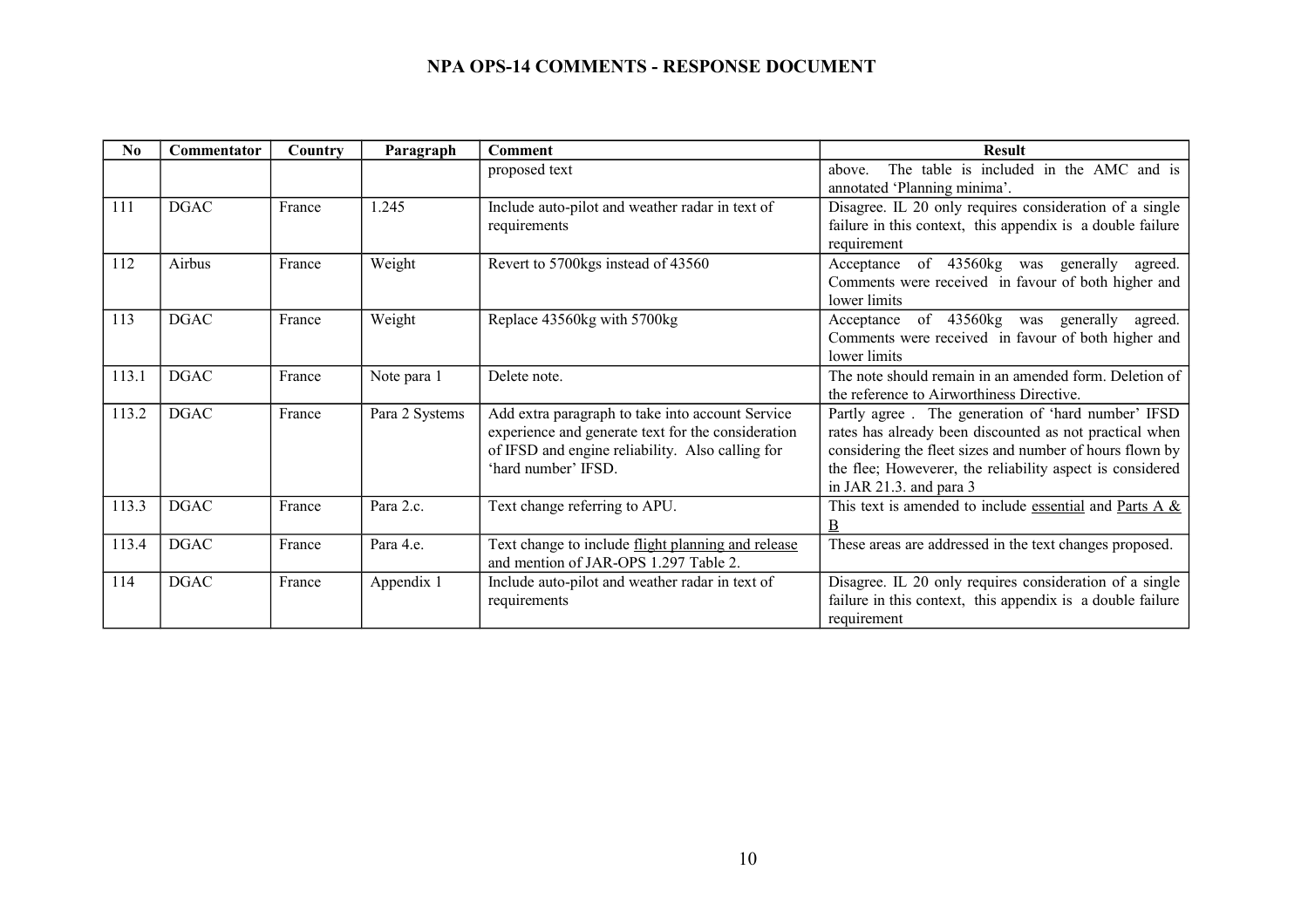**NPA OPS-14 COMMENTS - RESPONSE DOCUMENT**

| No | Commentator | Country | Paragraph | Comment | Result |
|---|---|---|---|---|---|
| | | | | proposed text | above. The table is included in the AMC and is annotated 'Planning minima'. |
| 111 | DGAC | France | 1.245 | Include auto-pilot and weather radar in text of requirements | Disagree. IL 20 only requires consideration of a single failure in this context, this appendix is a double failure requirement |
| 112 | Airbus | France | Weight | Revert to 5700kgs instead of 43560 | Acceptance of 43560kg was generally agreed. Comments were received in favour of both higher and lower limits |
| 113 | DGAC | France | Weight | Replace 43560kg with 5700kg | Acceptance of 43560kg was generally agreed. Comments were received in favour of both higher and lower limits |
| 113.1 | DGAC | France | Note para 1 | Delete note. | The note should remain in an amended form. Deletion of the reference to Airworthiness Directive. |
| 113.2 | DGAC | France | Para 2 Systems | Add extra paragraph to take into account Service experience and generate text for the consideration of IFSD and engine reliability. Also calling for 'hard number' IFSD. | Partly agree . The generation of 'hard number' IFSD rates has already been discounted as not practical when considering the fleet sizes and number of hours flown by the flee; Howeverer, the reliability aspect is considered in JAR 21.3. and para 3 |
| 113.3 | DGAC | France | Para 2.c. | Text change referring to APU. | This text is amended to include <u>essential</u> and <u>Parts A & B</u> |
| 113.4 | DGAC | France | Para 4.e. | Text change to include <u>flight planning and release</u> and mention of JAR-OPS 1.297 Table 2. | These areas are addressed in the text changes proposed. |
| 114 | DGAC | France | Appendix 1 | Include auto-pilot and weather radar in text of requirements | Disagree. IL 20 only requires consideration of a single failure in this context, this appendix is a double failure requirement |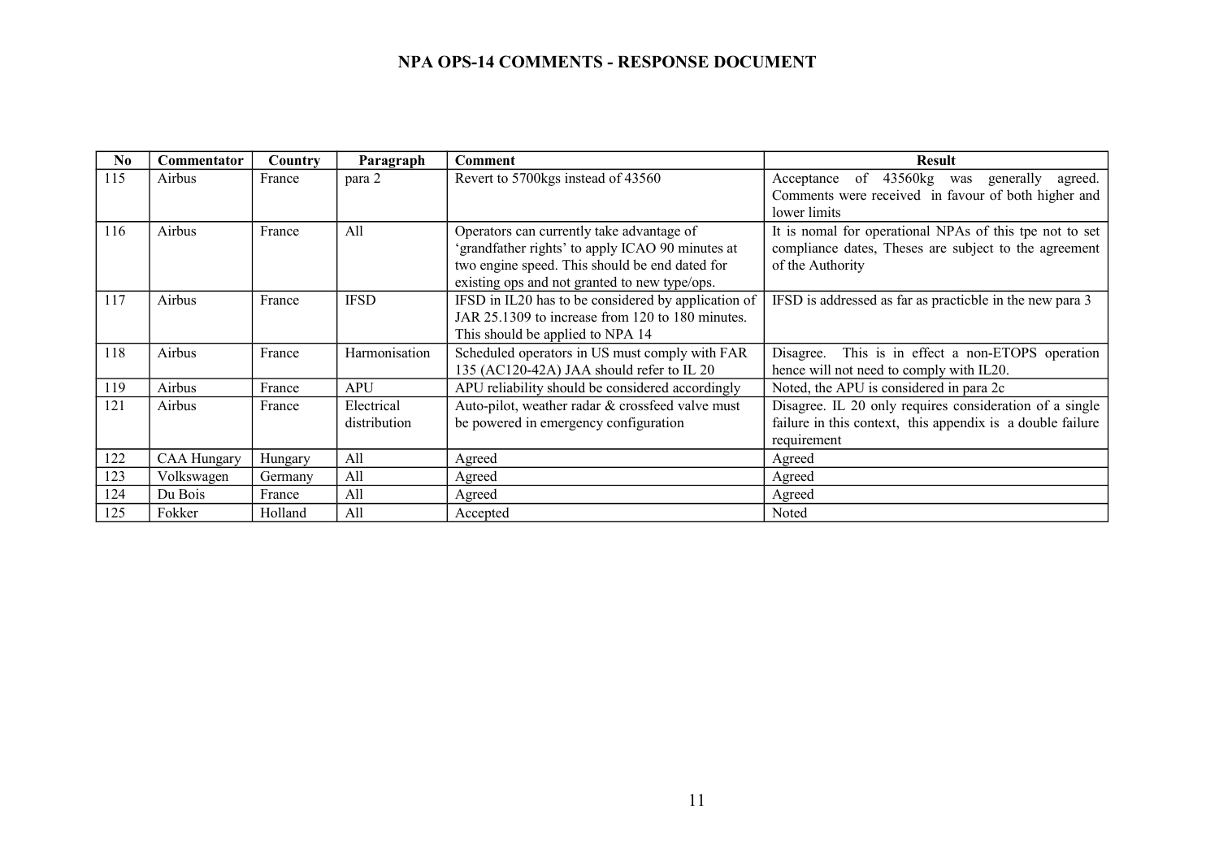# NPA OPS-14 COMMENTS - RESPONSE DOCUMENT

| No | Commentator | Country | Paragraph | Comment | Result |
|---|---|---|---|---|---|
| 115 | Airbus | France | para 2 | Revert to 5700kgs instead of 43560 | Acceptance of 43560kg was generally agreed. Comments were received in favour of both higher and lower limits |
| 116 | Airbus | France | All | Operators can currently take advantage of 'grandfather rights' to apply ICAO 90 minutes at two engine speed. This should be end dated for existing ops and not granted to new type/ops. | It is nomal for operational NPAs of this tpe not to set compliance dates, Theses are subject to the agreement of the Authority |
| 117 | Airbus | France | IFSD | IFSD in IL20 has to be considered by application of JAR 25.1309 to increase from 120 to 180 minutes. This should be applied to NPA 14 | IFSD is addressed as far as practicble in the new para 3 |
| 118 | Airbus | France | Harmonisation | Scheduled operators in US must comply with FAR 135 (AC120-42A) JAA should refer to IL 20 | Disagree. This is in effect a non-ETOPS operation hence will not need to comply with IL20. |
| 119 | Airbus | France | APU | APU reliability should be considered accordingly | Noted, the APU is considered in para 2c |
| 121 | Airbus | France | Electrical distribution | Auto-pilot, weather radar & crossfeed valve must be powered in emergency configuration | Disagree. IL 20 only requires consideration of a single failure in this context, this appendix is a double failure requirement |
| 122 | CAA Hungary | Hungary | All | Agreed | Agreed |
| 123 | Volkswagen | Germany | All | Agreed | Agreed |
| 124 | Du Bois | France | All | Agreed | Agreed |
| 125 | Fokker | Holland | All | Accepted | Noted |